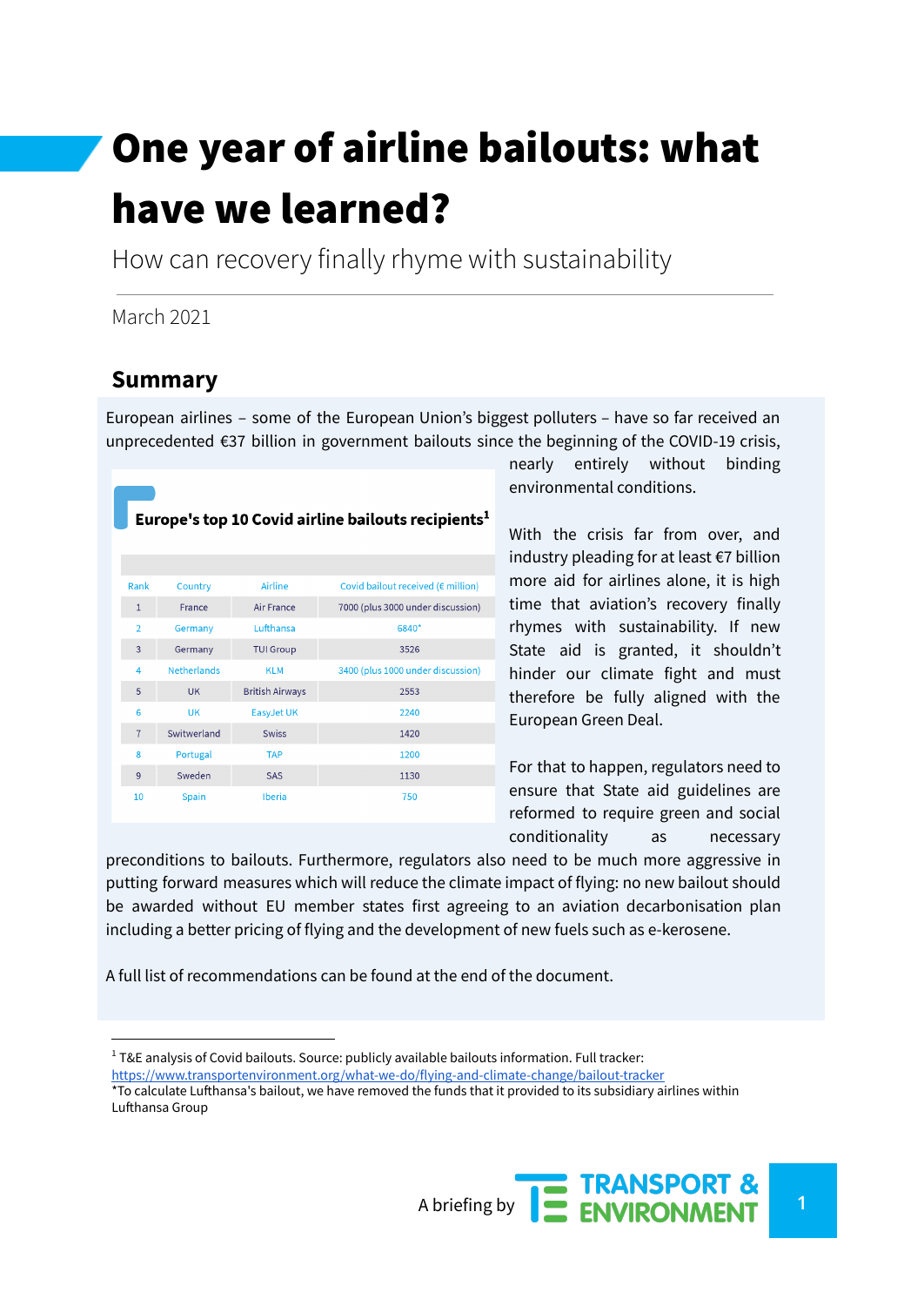# One year of airline bailouts: what have we learned?

How can recovery finally rhyme with sustainability

March 2021

## Summary

European airlines – some of the European Union's biggest polluters – have so far received an unprecedented €37 billion in government bailouts since the beginning of the COVID-19 crisis, nearly entirely without binding environmental conditions.

With the crisis far from over, and industry pleading for at least €7 billion more aid for airlines alone, it is high time that aviation's recovery finally rhymes with sustainability. If new State aid is granted, it shouldn't hinder our climate fight and must therefore be fully aligned with the European Green Deal.

For that to happen, regulators need to ensure that State aid guidelines are reformed to require green and social conditionality as necessary preconditions to bailouts. Furthermore, regulators also need to be much more aggressive in putting forward measures which will reduce the climate impact of flying: no new bailout should be awarded without EU member states first agreeing to an aviation decarbonisation plan including a better pricing of flying and the development of new fuels such as e-kerosene.

A full list of recommendations can be found at the end of the document.

**Europe's top 10 Covid airline bailouts recipients**[1]

| Rank | Country | Airline | Covid bailout received (€ million) |
|---|---|---|---|
| 1 | France | Air France | 7000 (plus 3000 under discussion) |
| 2 | Germany | Lufthansa | 6840* |
| 3 | Germany | TUI Group | 3526 |
| 4 | Netherlands | KLM | 3400 (plus 1000 under discussion) |
| 5 | UK | British Airways | 2553 |
| 6 | UK | EasyJet UK | 2240 |
| 7 | Switwerland | Swiss | 1420 |
| 8 | Portugal | TAP | 1200 |
| 9 | Sweden | SAS | 1130 |
| 10 | Spain | Iberia | 750 |

[1] T&E analysis of Covid bailouts. Source: publicly available bailouts information. Full tracker: https://www.transportenvironment.org/what-we-do/flying-and-climate-change/bailout-tracker

*To calculate Lufthansa's bailout, we have removed the funds that it provided to its subsidiary airlines within Lufthansa Group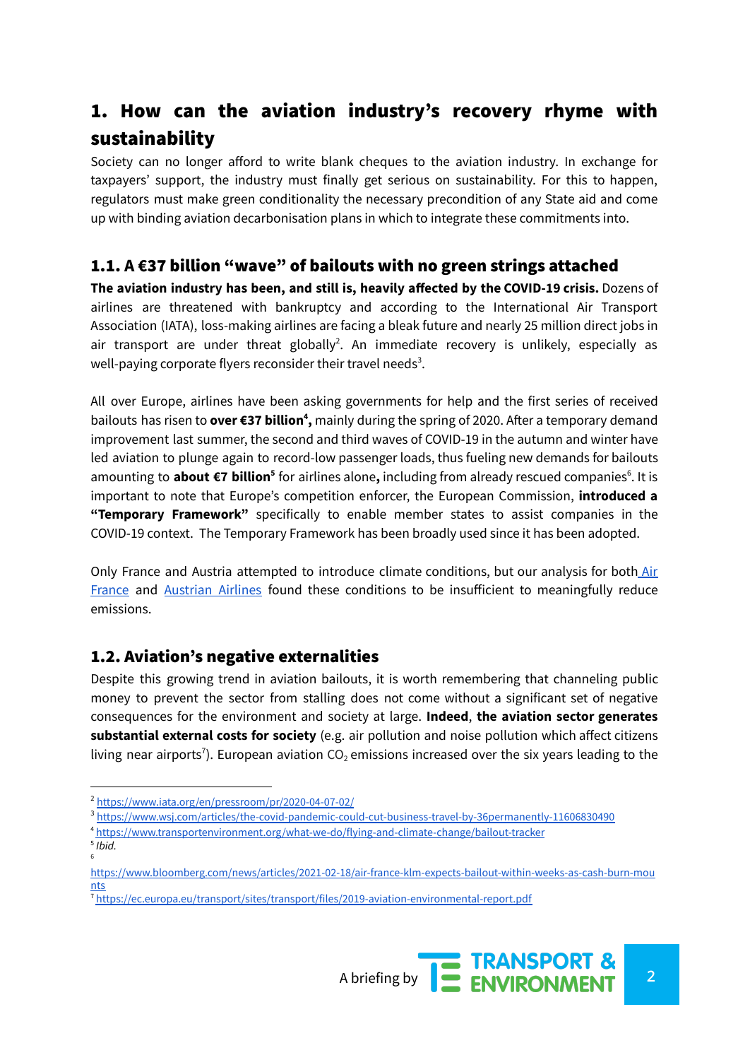# 1. How can the aviation industry's recovery rhyme with sustainability

Society can no longer afford to write blank cheques to the aviation industry. In exchange for taxpayers' support, the industry must finally get serious on sustainability. For this to happen, regulators must make green conditionality the necessary precondition of any State aid and come up with binding aviation decarbonisation plans in which to integrate these commitments into.

## 1.1. A €37 billion "wave" of bailouts with no green strings attached

**The aviation industry has been, and still is, heavily affected by the COVID-19 crisis.** Dozens of airlines are threatened with bankruptcy and according to the International Air Transport Association (IATA), loss-making airlines are facing a bleak future and nearly 25 million direct jobs in air transport are under threat globally[2]. An immediate recovery is unlikely, especially as well-paying corporate flyers reconsider their travel needs[3].

All over Europe, airlines have been asking governments for help and the first series of received bailouts has risen to **over €37 billion[4],** mainly during the spring of 2020. After a temporary demand improvement last summer, the second and third waves of COVID-19 in the autumn and winter have led aviation to plunge again to record-low passenger loads, thus fueling new demands for bailouts amounting to **about €7 billion[5]** for airlines alone**,** including from already rescued companies[6]. It is important to note that Europe's competition enforcer, the European Commission, **introduced a "Temporary Framework"** specifically to enable member states to assist companies in the COVID-19 context. The Temporary Framework has been broadly used since it has been adopted.

Only France and Austria attempted to introduce climate conditions, but our analysis for both [Air France](#) and [Austrian Airlines](#) found these conditions to be insufficient to meaningfully reduce emissions.

## 1.2. Aviation's negative externalities

Despite this growing trend in aviation bailouts, it is worth remembering that channeling public money to prevent the sector from stalling does not come without a significant set of negative consequences for the environment and society at large. **Indeed**, **the aviation sector generates substantial external costs for society** (e.g. air pollution and noise pollution which affect citizens living near airports[7]). European aviation $CO_2$ emissions increased over the six years leading to the

---

[2] https://www.iata.org/en/pressroom/pr/2020-04-07-02/

[3] https://www.wsj.com/articles/the-covid-pandemic-could-cut-business-travel-by-36permanently-11606830490

[4] https://www.transportenvironment.org/what-we-do/flying-and-climate-change/bailout-tracker

[5] *Ibid.*

[6] https://www.bloomberg.com/news/articles/2021-02-18/air-france-klm-expects-bailout-within-weeks-as-cash-burn-mounts

[7] https://ec.europa.eu/transport/sites/transport/files/2019-aviation-environmental-report.pdf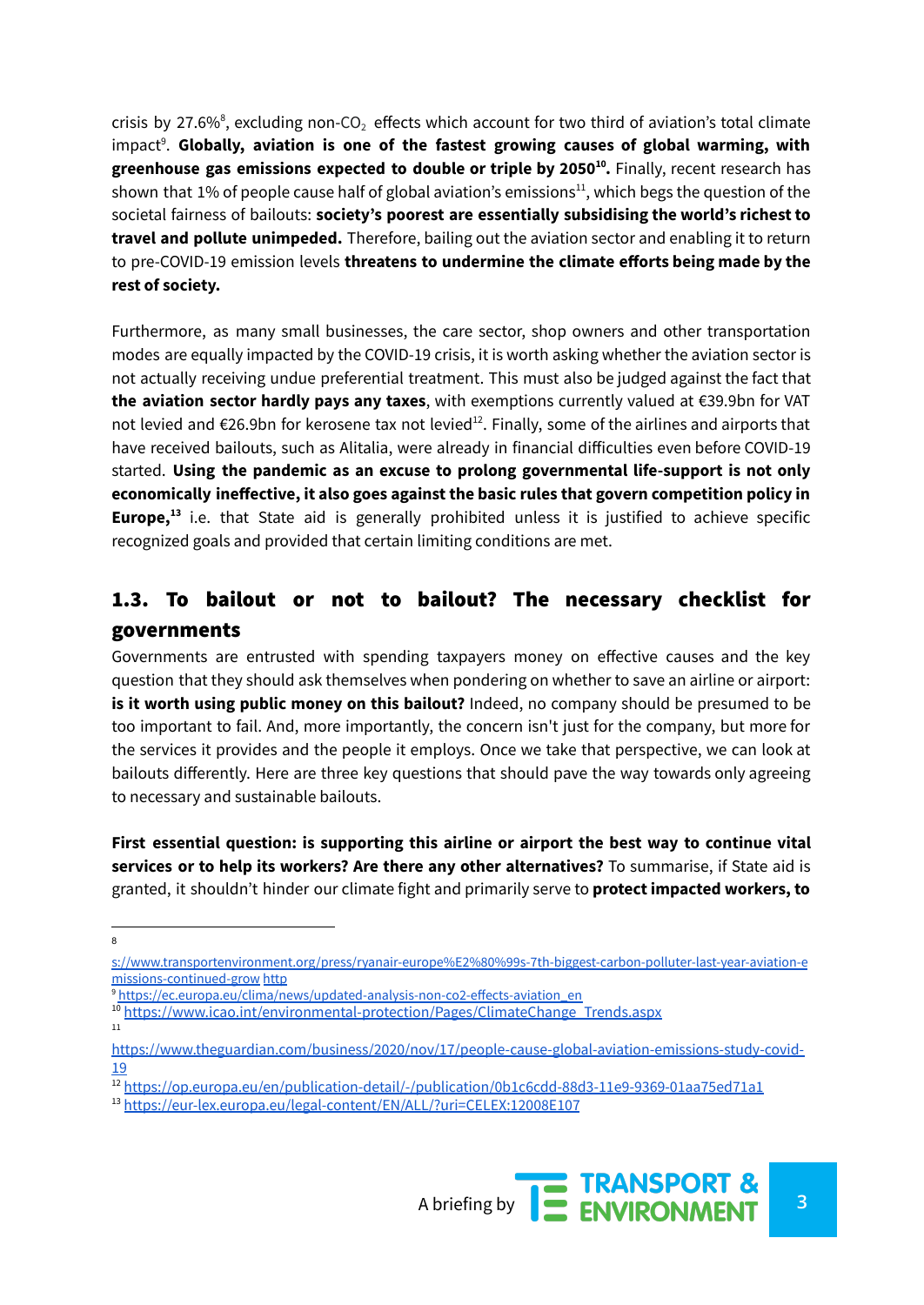crisis by 27.6%[8], excluding non-$CO_2$ effects which account for two third of aviation's total climate impact[9]. **Globally, aviation is one of the fastest growing causes of global warming, with greenhouse gas emissions expected to double or triple by 2050[10].** Finally, recent research has shown that 1% of people cause half of global aviation's emissions[11], which begs the question of the societal fairness of bailouts: **society's poorest are essentially subsidising the world's richest to travel and pollute unimpeded.** Therefore, bailing out the aviation sector and enabling it to return to pre-COVID-19 emission levels **threatens to undermine the climate efforts being made by the rest of society.**

Furthermore, as many small businesses, the care sector, shop owners and other transportation modes are equally impacted by the COVID-19 crisis, it is worth asking whether the aviation sector is not actually receiving undue preferential treatment. This must also be judged against the fact that **the aviation sector hardly pays any taxes**, with exemptions currently valued at €39.9bn for VAT not levied and €26.9bn for kerosene tax not levied[12]. Finally, some of the airlines and airports that have received bailouts, such as Alitalia, were already in financial difficulties even before COVID-19 started. **Using the pandemic as an excuse to prolong governmental life-support is not only economically ineffective, it also goes against the basic rules that govern competition policy in Europe,[13]** i.e. that State aid is generally prohibited unless it is justified to achieve specific recognized goals and provided that certain limiting conditions are met.

## 1.3. To bailout or not to bailout? The necessary checklist for governments

Governments are entrusted with spending taxpayers money on effective causes and the key question that they should ask themselves when pondering on whether to save an airline or airport: **is it worth using public money on this bailout?** Indeed, no company should be presumed to be too important to fail. And, more importantly, the concern isn't just for the company, but more for the services it provides and the people it employs. Once we take that perspective, we can look at bailouts differently. Here are three key questions that should pave the way towards only agreeing to necessary and sustainable bailouts.

**First essential question: is supporting this airline or airport the best way to continue vital services or to help its workers? Are there any other alternatives?** To summarise, if State aid is granted, it shouldn't hinder our climate fight and primarily serve to **protect impacted workers, to**

---

[8] s://www.transportenvironment.org/press/ryanair-europe%E2%80%99s-7th-biggest-carbon-polluter-last-year-aviation-emissions-continued-grow http

[9] https://ec.europa.eu/clima/news/updated-analysis-non-co2-effects-aviation_en

[10] https://www.icao.int/environmental-protection/Pages/ClimateChange_Trends.aspx

[11] https://www.theguardian.com/business/2020/nov/17/people-cause-global-aviation-emissions-study-covid-19

[12] https://op.europa.eu/en/publication-detail/-/publication/0b1c6cdd-88d3-11e9-9369-01aa75ed71a1

[13] https://eur-lex.europa.eu/legal-content/EN/ALL/?uri=CELEX:12008E107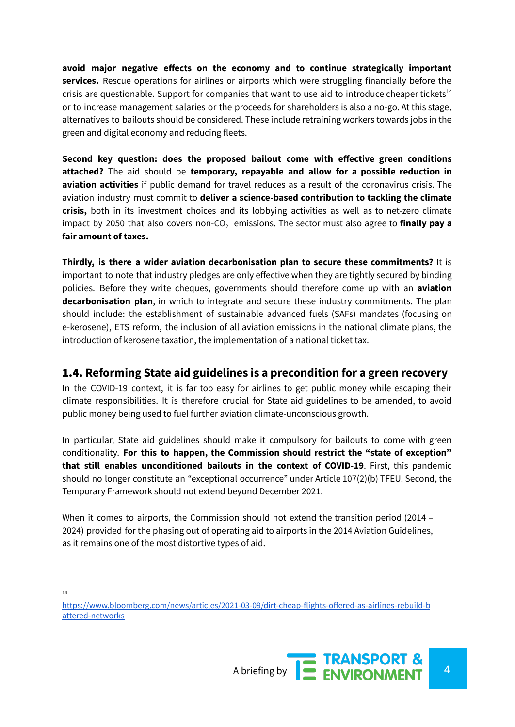**avoid major negative effects on the economy and to continue strategically important services.** Rescue operations for airlines or airports which were struggling financially before the crisis are questionable. Support for companies that want to use aid to introduce cheaper tickets[14] or to increase management salaries or the proceeds for shareholders is also a no-go. At this stage, alternatives to bailouts should be considered. These include retraining workers towards jobs in the green and digital economy and reducing fleets.

**Second key question: does the proposed bailout come with effective green conditions attached?** The aid should be **temporary, repayable and allow for a possible reduction in aviation activities** if public demand for travel reduces as a result of the coronavirus crisis. The aviation industry must commit to **deliver a science-based contribution to tackling the climate crisis,** both in its investment choices and its lobbying activities as well as to net-zero climate impact by 2050 that also covers non-$CO_2$ emissions. The sector must also agree to **finally pay a fair amount of taxes.**

**Thirdly, is there a wider aviation decarbonisation plan to secure these commitments?** It is important to note that industry pledges are only effective when they are tightly secured by binding policies. Before they write cheques, governments should therefore come up with an **aviation decarbonisation plan**, in which to integrate and secure these industry commitments. The plan should include: the establishment of sustainable advanced fuels (SAFs) mandates (focusing on e-kerosene), ETS reform, the inclusion of all aviation emissions in the national climate plans, the introduction of kerosene taxation, the implementation of a national ticket tax.

## 1.4. Reforming State aid guidelines is a precondition for a green recovery

In the COVID-19 context, it is far too easy for airlines to get public money while escaping their climate responsibilities. It is therefore crucial for State aid guidelines to be amended, to avoid public money being used to fuel further aviation climate-unconscious growth.

In particular, State aid guidelines should make it compulsory for bailouts to come with green conditionality. **For this to happen, the Commission should restrict the "state of exception" that still enables unconditioned bailouts in the context of COVID-19**. First, this pandemic should no longer constitute an "exceptional occurrence" under Article 107(2)(b) TFEU. Second, the Temporary Framework should not extend beyond December 2021.

When it comes to airports, the Commission should not extend the transition period (2014 – 2024) provided for the phasing out of operating aid to airports in the 2014 Aviation Guidelines, as it remains one of the most distortive types of aid.

---

[14] https://www.bloomberg.com/news/articles/2021-03-09/dirt-cheap-flights-offered-as-airlines-rebuild-battered-networks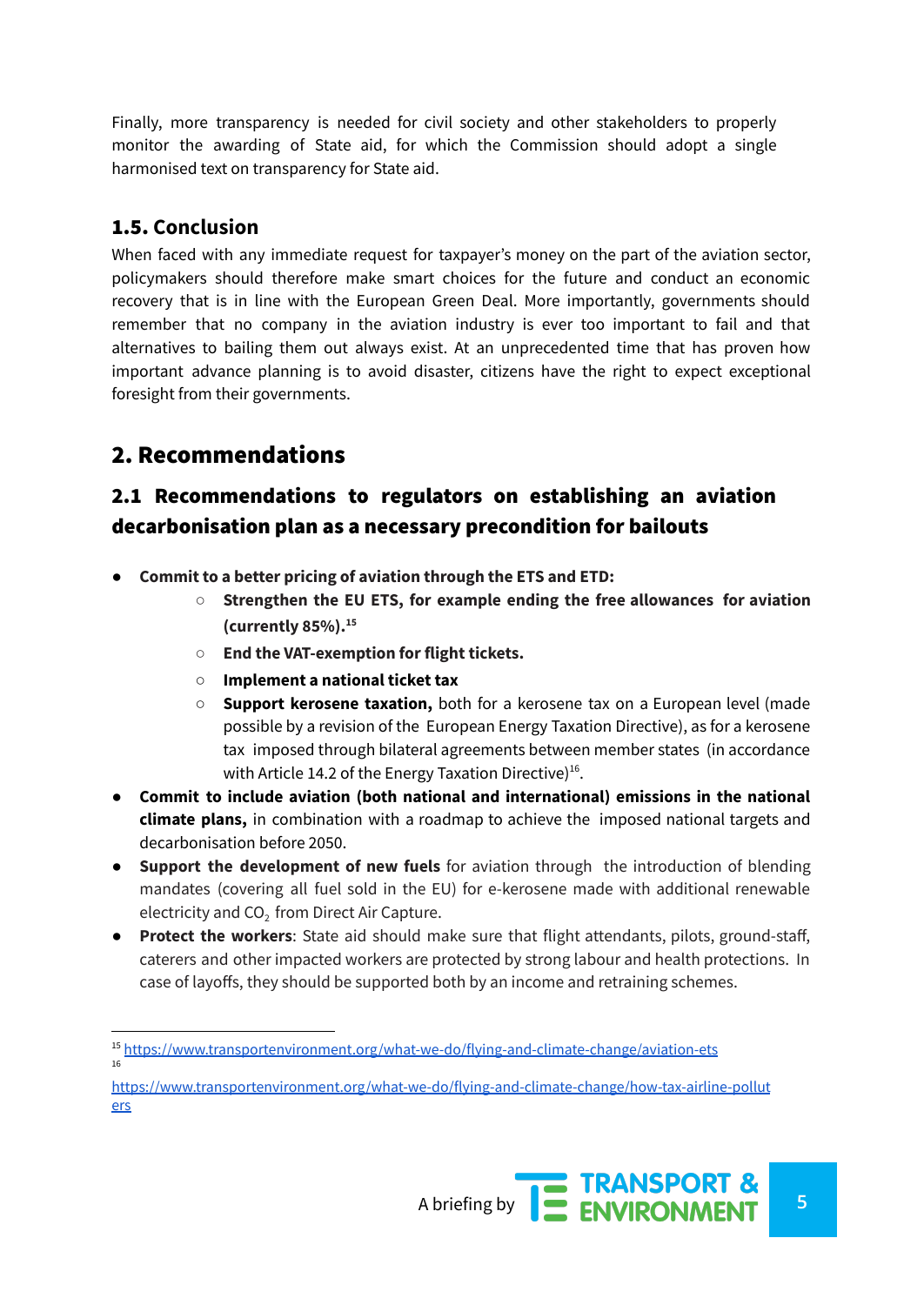Finally, more transparency is needed for civil society and other stakeholders to properly monitor the awarding of State aid, for which the Commission should adopt a single harmonised text on transparency for State aid.

### 1.5. Conclusion

When faced with any immediate request for taxpayer's money on the part of the aviation sector, policymakers should therefore make smart choices for the future and conduct an economic recovery that is in line with the European Green Deal. More importantly, governments should remember that no company in the aviation industry is ever too important to fail and that alternatives to bailing them out always exist. At an unprecedented time that has proven how important advance planning is to avoid disaster, citizens have the right to expect exceptional foresight from their governments.

## 2. Recommendations

### 2.1 Recommendations to regulators on establishing an aviation decarbonisation plan as a necessary precondition for bailouts

- **Commit to a better pricing of aviation through the ETS and ETD:**
  - **Strengthen the EU ETS, for example ending the free allowances for aviation (currently 85%).**[15]
  - **End the VAT-exemption for flight tickets.**
  - **Implement a national ticket tax**
  - **Support kerosene taxation,** both for a kerosene tax on a European level (made possible by a revision of the European Energy Taxation Directive), as for a kerosene tax imposed through bilateral agreements between member states (in accordance with Article 14.2 of the Energy Taxation Directive)[16].
- **Commit to include aviation (both national and international) emissions in the national climate plans,** in combination with a roadmap to achieve the imposed national targets and decarbonisation before 2050.
- **Support the development of new fuels** for aviation through the introduction of blending mandates (covering all fuel sold in the EU) for e-kerosene made with additional renewable electricity and $CO_2$ from Direct Air Capture.
- **Protect the workers**: State aid should make sure that flight attendants, pilots, ground-staff, caterers and other impacted workers are protected by strong labour and health protections. In case of layoffs, they should be supported both by an income and retraining schemes.

---

[15] https://www.transportenvironment.org/what-we-do/flying-and-climate-change/aviation-ets

[16] https://www.transportenvironment.org/what-we-do/flying-and-climate-change/how-tax-airline-polluters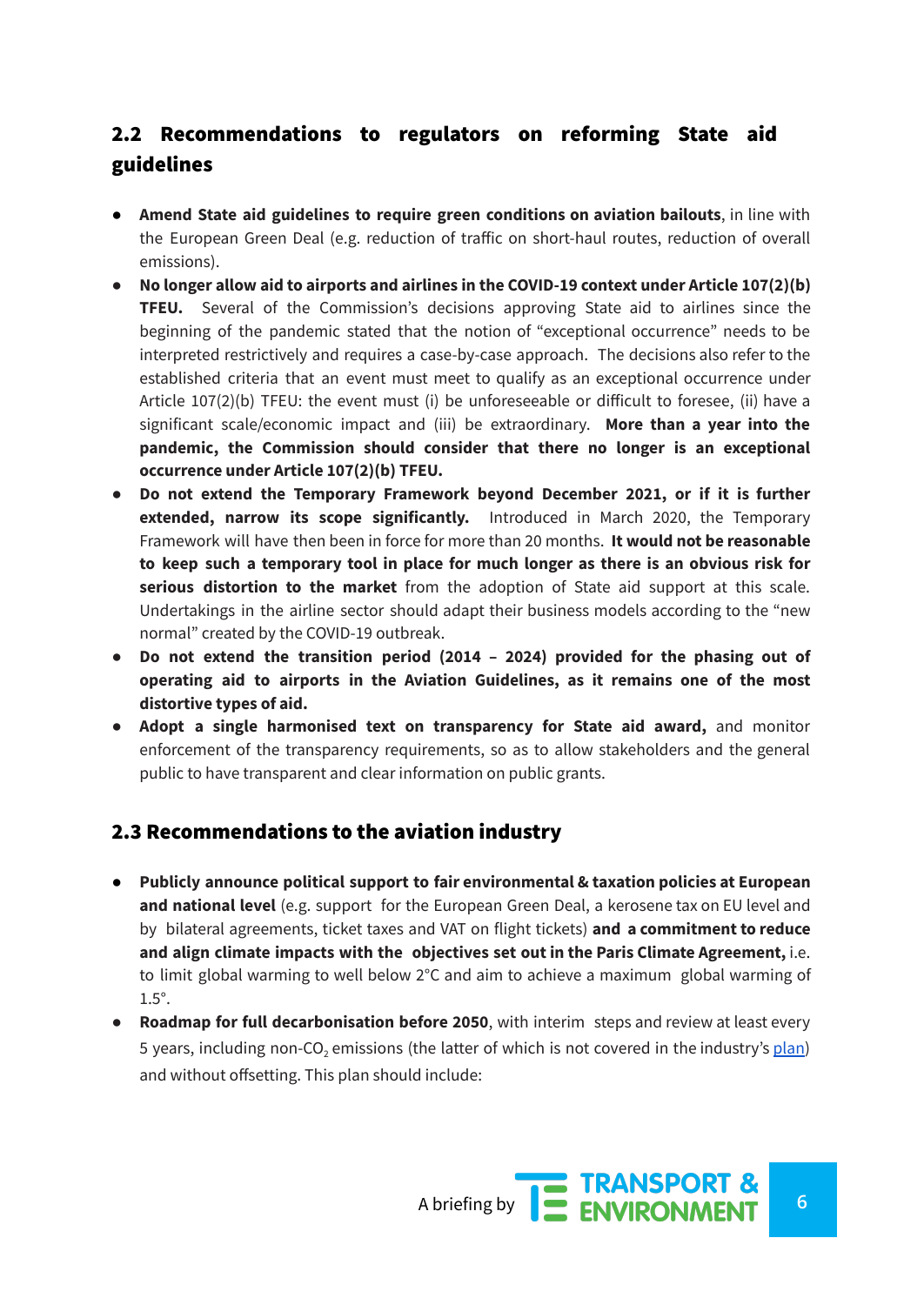## 2.2 Recommendations to regulators on reforming State aid guidelines

- **Amend State aid guidelines to require green conditions on aviation bailouts**, in line with the European Green Deal (e.g. reduction of traffic on short-haul routes, reduction of overall emissions).
- **No longer allow aid to airports and airlines in the COVID-19 context under Article 107(2)(b) TFEU.** Several of the Commission's decisions approving State aid to airlines since the beginning of the pandemic stated that the notion of "exceptional occurrence" needs to be interpreted restrictively and requires a case-by-case approach. The decisions also refer to the established criteria that an event must meet to qualify as an exceptional occurrence under Article 107(2)(b) TFEU: the event must (i) be unforeseeable or difficult to foresee, (ii) have a significant scale/economic impact and (iii) be extraordinary. **More than a year into the pandemic, the Commission should consider that there no longer is an exceptional occurrence under Article 107(2)(b) TFEU.**
- **Do not extend the Temporary Framework beyond December 2021, or if it is further extended, narrow its scope significantly.** Introduced in March 2020, the Temporary Framework will have then been in force for more than 20 months. **It would not be reasonable to keep such a temporary tool in place for much longer as there is an obvious risk for serious distortion to the market** from the adoption of State aid support at this scale. Undertakings in the airline sector should adapt their business models according to the "new normal" created by the COVID-19 outbreak.
- **Do not extend the transition period (2014 – 2024) provided for the phasing out of operating aid to airports in the Aviation Guidelines, as it remains one of the most distortive types of aid.**
- **Adopt a single harmonised text on transparency for State aid award,** and monitor enforcement of the transparency requirements, so as to allow stakeholders and the general public to have transparent and clear information on public grants.

## 2.3 Recommendations to the aviation industry

- **Publicly announce political support to fair environmental & taxation policies at European and national level** (e.g. support for the European Green Deal, a kerosene tax on EU level and by bilateral agreements, ticket taxes and VAT on flight tickets) **and a commitment to reduce and align climate impacts with the objectives set out in the Paris Climate Agreement,** i.e. to limit global warming to well below 2°C and aim to achieve a maximum global warming of 1.5°.
- **Roadmap for full decarbonisation before 2050**, with interim steps and review at least every 5 years, including non-$CO_2$ emissions (the latter of which is not covered in the industry's plan) and without offsetting. This plan should include: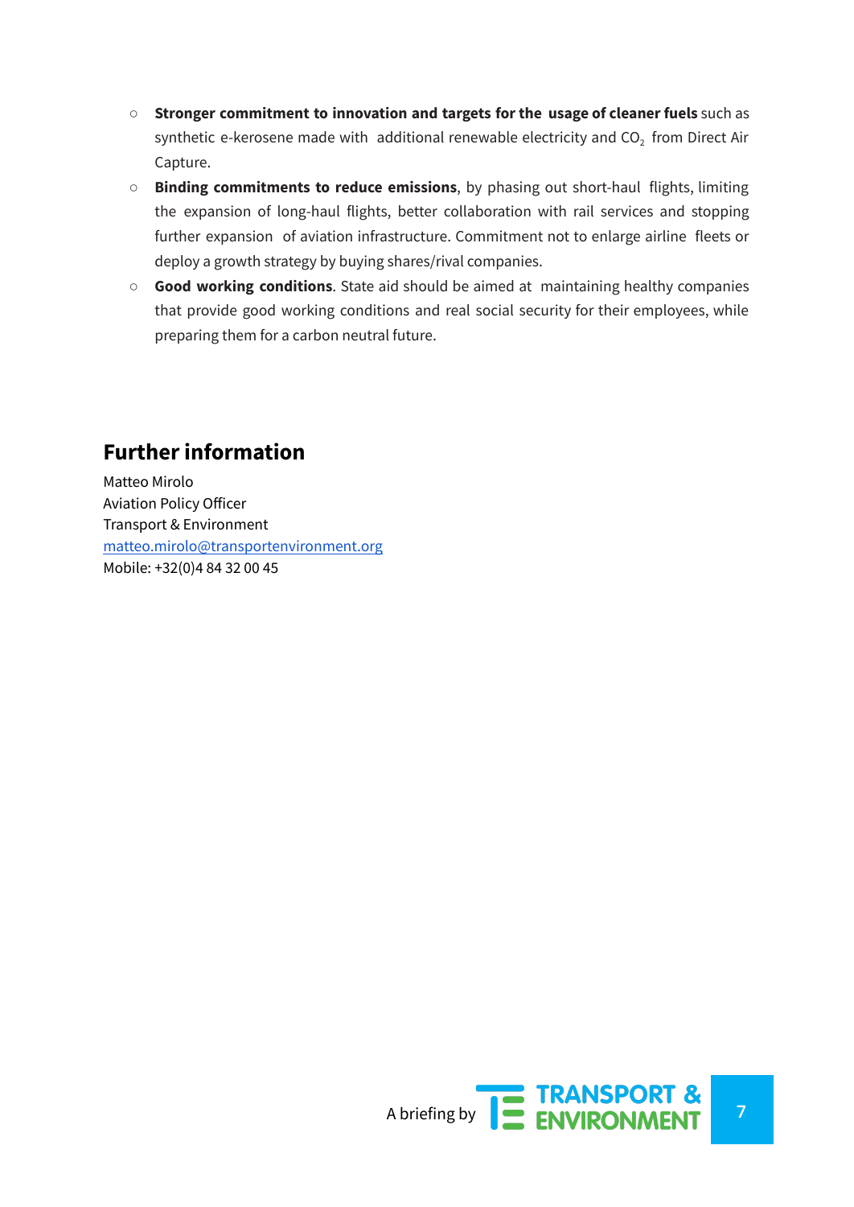- **Stronger commitment to innovation and targets for the usage of cleaner fuels** such as synthetic e-kerosene made with additional renewable electricity and $CO_2$ from Direct Air Capture.
- **Binding commitments to reduce emissions**, by phasing out short-haul flights, limiting the expansion of long-haul flights, better collaboration with rail services and stopping further expansion of aviation infrastructure. Commitment not to enlarge airline fleets or deploy a growth strategy by buying shares/rival companies.
- **Good working conditions**. State aid should be aimed at maintaining healthy companies that provide good working conditions and real social security for their employees, while preparing them for a carbon neutral future.

## Further information

Matteo Mirolo
Aviation Policy Officer
Transport & Environment
matteo.mirolo@transportenvironment.org
Mobile: +32(0)4 84 32 00 45